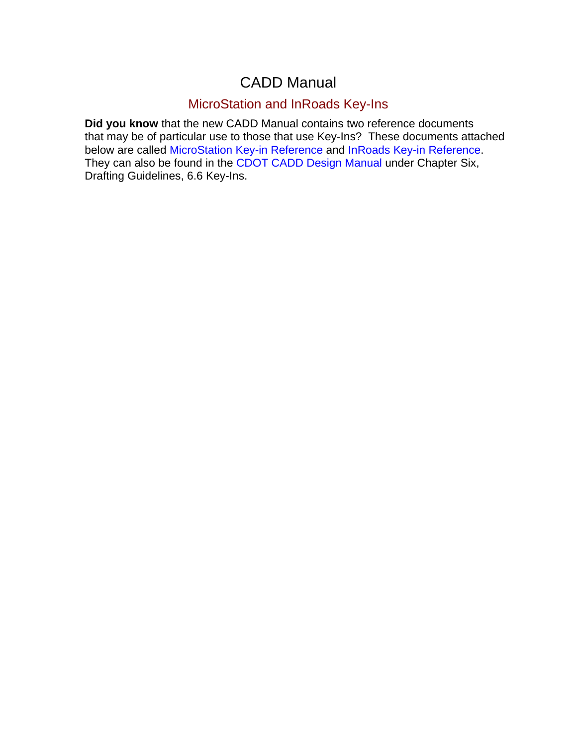# CADD Manual

## MicroStation and InRoads Key-Ins

**Did you know** that the new CADD Manual contains two reference documents that may be of particular use to those that use Key-Ins? These documents attached below are called MicroStation Key-in Reference and InRoads Key-in Reference. They can also be found in the CDOT CADD Design Manual under Chapter Six, Drafting Guidelines, 6.6 Key-Ins.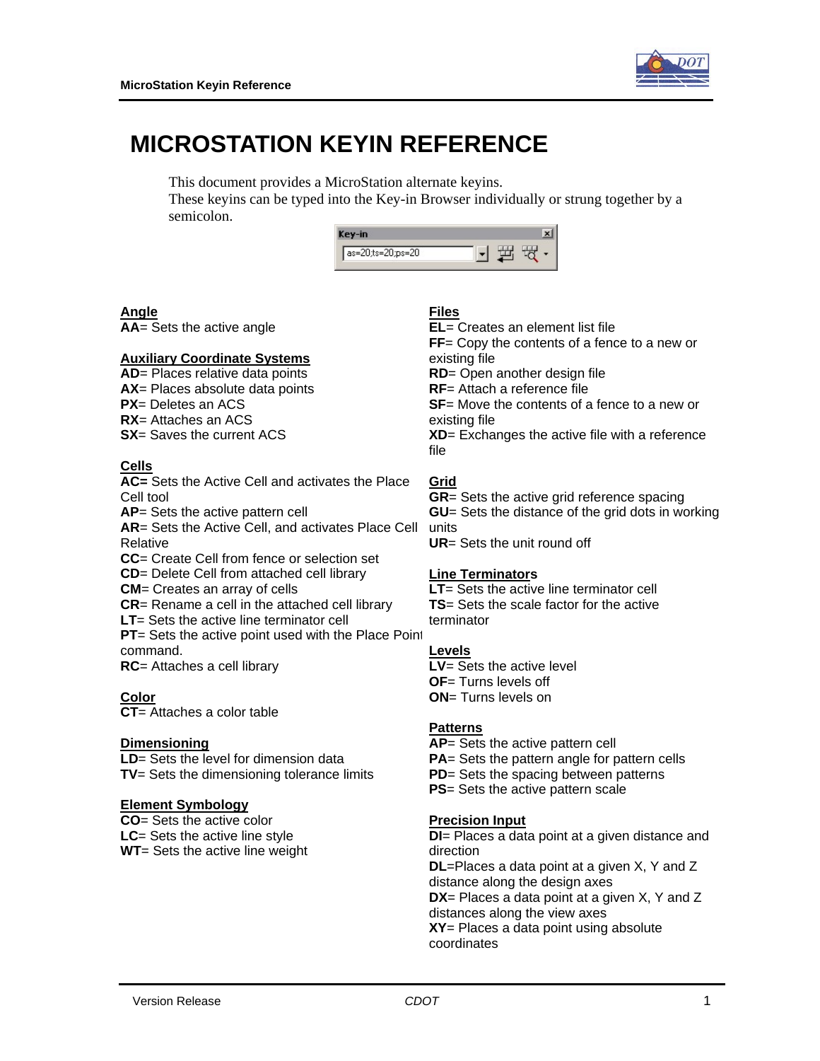# MICROSTATION KEYIN REFERENCE

This document provides a MicroStation alternate keyins.
These keyins can be typed into the Key-in Browser individually or strung together by a semicolon.

```
as=20;ts=20;ps=20
```

**Angle**
**AA**= Sets the active angle

**Auxiliary Coordinate Systems**
**AD**= Places relative data points
**AX**= Places absolute data points
**PX**= Deletes an ACS
**RX**= Attaches an ACS
**SX**= Saves the current ACS

**Cells**
**AC=** Sets the Active Cell and activates the Place Cell tool
**AP**= Sets the active pattern cell
**AR**= Sets the Active Cell, and activates Place Cell Relative
**CC**= Create Cell from fence or selection set
**CD**= Delete Cell from attached cell library
**CM**= Creates an array of cells
**CR**= Rename a cell in the attached cell library
**LT**= Sets the active line terminator cell
**PT**= Sets the active point used with the Place Point command.
**RC**= Attaches a cell library

**Color**
**CT**= Attaches a color table

**Dimensioning**
**LD**= Sets the level for dimension data
**TV**= Sets the dimensioning tolerance limits

**Element Symbology**
**CO**= Sets the active color
**LC**= Sets the active line style
**WT**= Sets the active line weight

**Files**
**EL**= Creates an element list file
**FF**= Copy the contents of a fence to a new or existing file
**RD**= Open another design file
**RF**= Attach a reference file
**SF**= Move the contents of a fence to a new or existing file
**XD**= Exchanges the active file with a reference file

**Grid**
**GR**= Sets the active grid reference spacing
**GU**= Sets the distance of the grid dots in working units
**UR**= Sets the unit round off

**Line Terminators**
**LT**= Sets the active line terminator cell
**TS**= Sets the scale factor for the active terminator

**Levels**
**LV**= Sets the active level
**OF**= Turns levels off
**ON**= Turns levels on

**Patterns**
**AP**= Sets the active pattern cell
**PA**= Sets the pattern angle for pattern cells
**PD**= Sets the spacing between patterns
**PS**= Sets the active pattern scale

**Precision Input**
**DI**= Places a data point at a given distance and direction
**DL**=Places a data point at a given X, Y and Z distance along the design axes
**DX**= Places a data point at a given X, Y and Z distances along the view axes
**XY**= Places a data point using absolute coordinates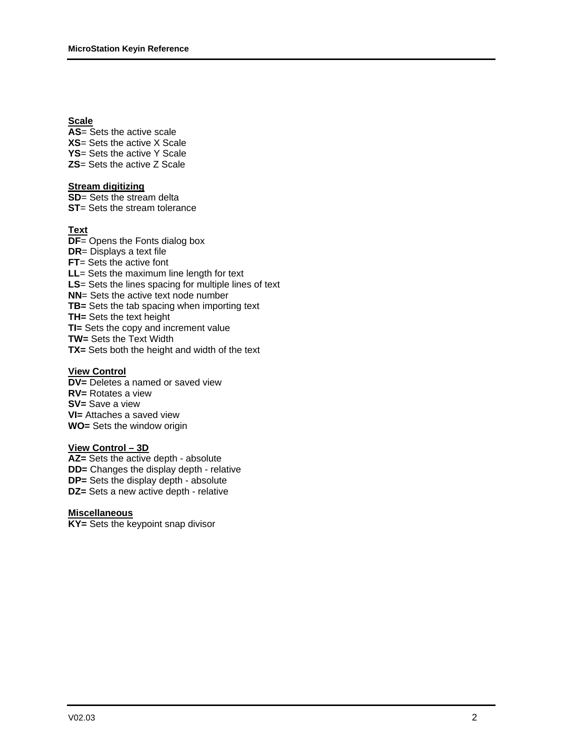**Scale**

**AS**= Sets the active scale
**XS**= Sets the active X Scale
**YS**= Sets the active Y Scale
**ZS**= Sets the active Z Scale

**Stream digitizing**

**SD**= Sets the stream delta
**ST**= Sets the stream tolerance

**Text**

**DF**= Opens the Fonts dialog box
**DR**= Displays a text file
**FT**= Sets the active font
**LL**= Sets the maximum line length for text
**LS**= Sets the lines spacing for multiple lines of text
**NN**= Sets the active text node number
**TB=** Sets the tab spacing when importing text
**TH=** Sets the text height
**TI=** Sets the copy and increment value
**TW=** Sets the Text Width
**TX=** Sets both the height and width of the text

**View Control**

**DV=** Deletes a named or saved view
**RV=** Rotates a view
**SV=** Save a view
**VI=** Attaches a saved view
**WO=** Sets the window origin

**View Control – 3D**

**AZ=** Sets the active depth - absolute
**DD=** Changes the display depth - relative
**DP=** Sets the display depth - absolute
**DZ=** Sets a new active depth - relative

**Miscellaneous**

**KY=** Sets the keypoint snap divisor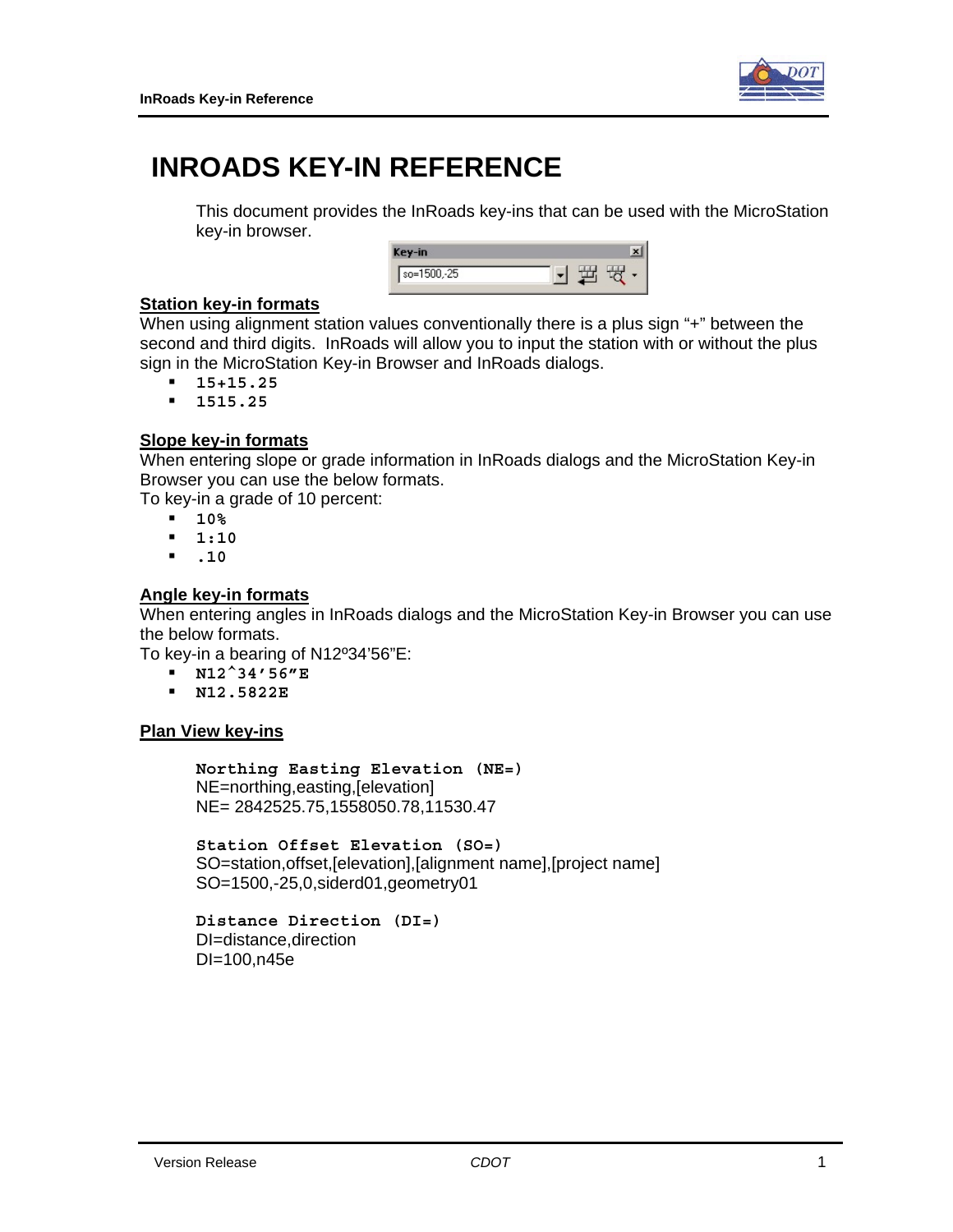# INROADS KEY-IN REFERENCE

This document provides the InRoads key-ins that can be used with the MicroStation key-in browser.

## Station key-in formats

When using alignment station values conventionally there is a plus sign "+" between the second and third digits. InRoads will allow you to input the station with or without the plus sign in the MicroStation Key-in Browser and InRoads dialogs.

- **15+15.25**
- **1515.25**

## Slope key-in formats

When entering slope or grade information in InRoads dialogs and the MicroStation Key-in Browser you can use the below formats.

To key-in a grade of 10 percent:

- **10%**
- **1:10**
- **.10**

## Angle key-in formats

When entering angles in InRoads dialogs and the MicroStation Key-in Browser you can use the below formats.

To key-in a bearing of N12º34'56"E:

- **N12^34'56"E**
- **N12.5822E**

## Plan View key-ins

**Northing Easting Elevation (NE=)**
NE=northing,easting,[elevation]
NE= 2842525.75,1558050.78,11530.47

**Station Offset Elevation (SO=)**
SO=station,offset,[elevation],[alignment name],[project name]
SO=1500,-25,0,siderd01,geometry01

**Distance Direction (DI=)**
DI=distance,direction
DI=100,n45e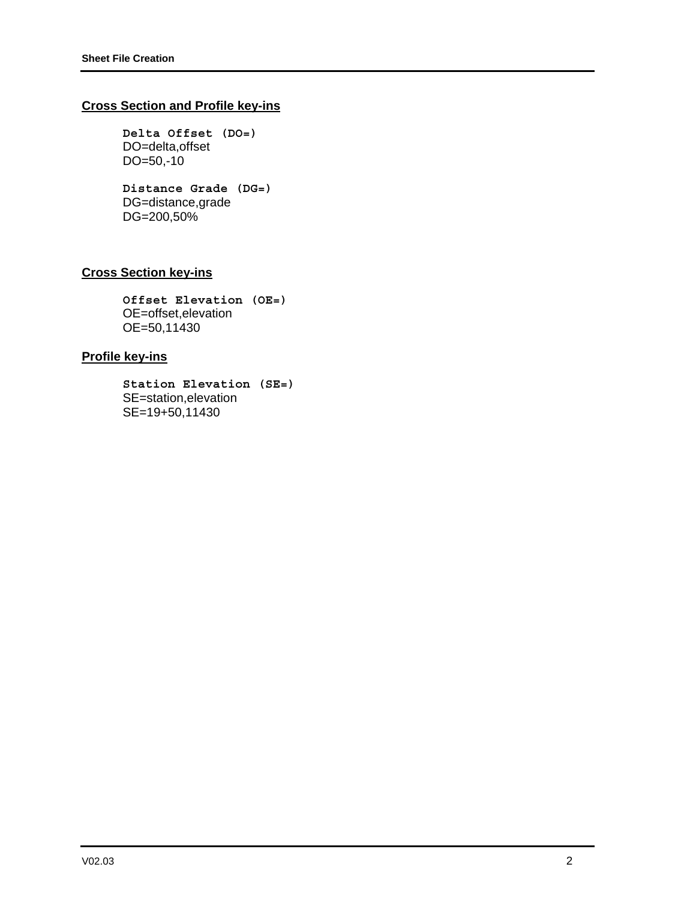## Cross Section and Profile key-ins

**Delta Offset (DO=)**
DO=delta,offset
DO=50,-10

**Distance Grade (DG=)**
DG=distance,grade
DG=200,50%

## Cross Section key-ins

**Offset Elevation (OE=)**
OE=offset,elevation
OE=50,11430

## Profile key-ins

**Station Elevation (SE=)**
SE=station,elevation
SE=19+50,11430